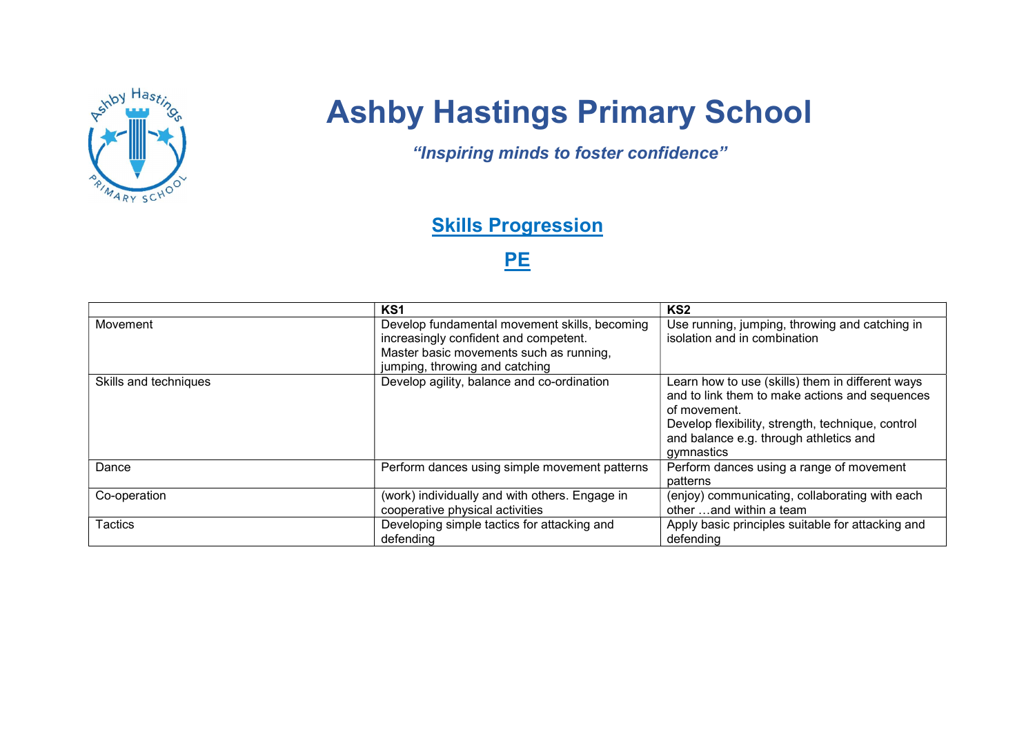# Ashby Hastings Primary School

*"Inspiring minds to foster confidence"*

## Skills Progression

## PE

| | KS1 | KS2 |
|---|---|---|
| Movement | Develop fundamental movement skills, becoming increasingly confident and competent. Master basic movements such as running, jumping, throwing and catching | Use running, jumping, throwing and catching in isolation and in combination |
| Skills and techniques | Develop agility, balance and co-ordination | Learn how to use (skills) them in different ways and to link them to make actions and sequences of movement. Develop flexibility, strength, technique, control and balance e.g. through athletics and gymnastics |
| Dance | Perform dances using simple movement patterns | Perform dances using a range of movement patterns |
| Co-operation | (work) individually and with others. Engage in cooperative physical activities | (enjoy) communicating, collaborating with each other …and within a team |
| Tactics | Developing simple tactics for attacking and defending | Apply basic principles suitable for attacking and defending |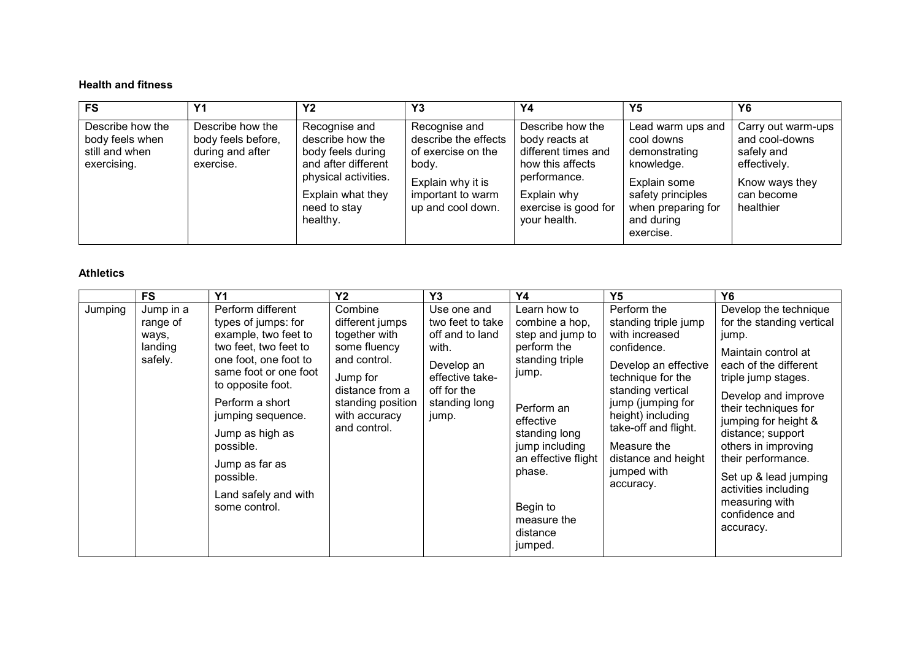**Health and fitness**

| FS | Y1 | Y2 | Y3 | Y4 | Y5 | Y6 |
|---|---|---|---|---|---|---|
| Describe how the body feels when still and when exercising. | Describe how the body feels before, during and after exercise. | Recognise and describe how the body feels during and after different physical activities.<br><br>Explain what they need to stay healthy. | Recognise and describe the effects of exercise on the body.<br><br>Explain why it is important to warm up and cool down. | Describe how the body reacts at different times and how this affects performance.<br><br>Explain why exercise is good for your health. | Lead warm ups and cool downs demonstrating knowledge.<br><br>Explain some safety principles when preparing for and during exercise. | Carry out warm-ups and cool-downs safely and effectively.<br><br>Know ways they can become healthier |

**Athletics**

| | FS | Y1 | Y2 | Y3 | Y4 | Y5 | Y6 |
|---|---|---|---|---|---|---|---|
| Jumping | Jump in a range of ways, landing safely. | Perform different types of jumps: for example, two feet to two feet, two feet to one foot, one foot to same foot or one foot to opposite foot.<br><br>Perform a short jumping sequence.<br><br>Jump as high as possible.<br><br>Jump as far as possible.<br><br>Land safely and with some control. | Combine different jumps together with some fluency and control.<br><br>Jump for distance from a standing position with accuracy and control. | Use one and two feet to take off and to land with.<br><br>Develop an effective take-off for the standing long jump. | Learn how to combine a hop, step and jump to perform the standing triple jump.<br><br>Perform an effective standing long jump including an effective flight phase.<br><br>Begin to measure the distance jumped. | Perform the standing triple jump with increased confidence.<br><br>Develop an effective technique for the standing vertical jump (jumping for height) including take-off and flight.<br><br>Measure the distance and height jumped with accuracy. | Develop the technique for the standing vertical jump.<br><br>Maintain control at each of the different triple jump stages.<br><br>Develop and improve their techniques for jumping for height & distance; support others in improving their performance.<br><br>Set up & lead jumping activities including measuring with confidence and accuracy. |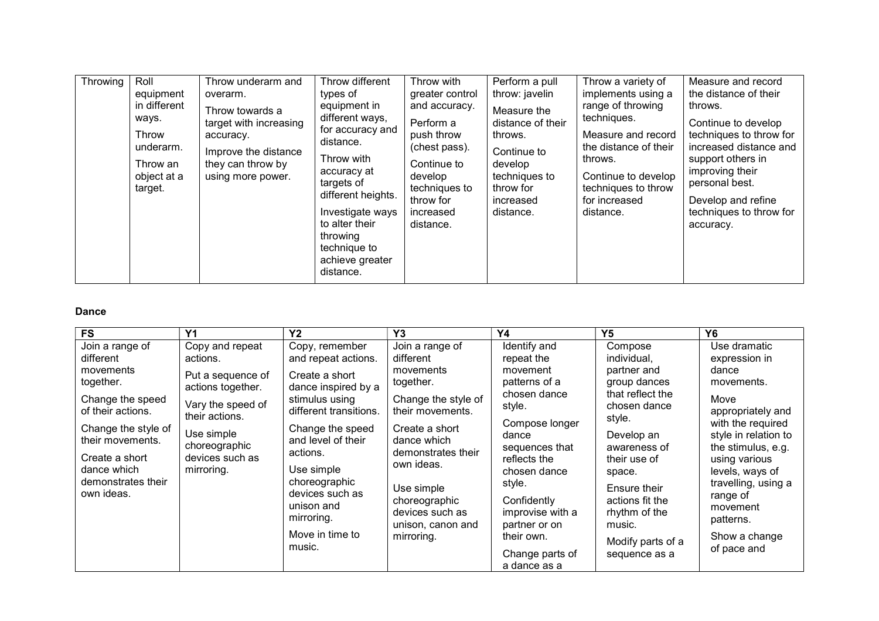| Throwing | Roll equipment in different ways.<br><br>Throw underarm.<br><br>Throw an object at a target. | Throw underarm and overarm.<br><br>Throw towards a target with increasing accuracy.<br><br>Improve the distance they can throw by using more power. | Throw different types of equipment in different ways, for accuracy and distance.<br><br>Throw with accuracy at targets of different heights.<br><br>Investigate ways to alter their throwing technique to achieve greater distance. | Throw with greater control and accuracy.<br><br>Perform a push throw (chest pass).<br><br>Continue to develop techniques to throw for increased distance. | Perform a pull throw: javelin<br><br>Measure the distance of their throws.<br><br>Continue to develop techniques to throw for increased distance. | Throw a variety of implements using a range of throwing techniques.<br><br>Measure and record the distance of their throws.<br><br>Continue to develop techniques to throw for increased distance. | Measure and record the distance of their throws.<br><br>Continue to develop techniques to throw for increased distance and support others in improving their personal best.<br><br>Develop and refine techniques to throw for accuracy. |
|---|---|---|---|---|---|---|---|

**Dance**

| FS | Y1 | Y2 | Y3 | Y4 | Y5 | Y6 |
|---|---|---|---|---|---|---|
| Join a range of different movements together.<br><br>Change the speed of their actions.<br><br>Change the style of their movements.<br><br>Create a short dance which demonstrates their own ideas. | Copy and repeat actions.<br><br>Put a sequence of actions together.<br><br>Vary the speed of their actions.<br><br>Use simple choreographic devices such as mirroring. | Copy, remember and repeat actions.<br><br>Create a short dance inspired by a stimulus using different transitions.<br><br>Change the speed and level of their actions.<br><br>Use simple choreographic devices such as unison and mirroring.<br><br>Move in time to music. | Join a range of different movements together.<br><br>Change the style of their movements.<br><br>Create a short dance which demonstrates their own ideas.<br><br>Use simple choreographic devices such as unison, canon and mirroring. | Identify and repeat the movement patterns of a chosen dance style.<br><br>Compose longer dance sequences that reflects the chosen dance style.<br><br>Confidently improvise with a partner or on their own.<br><br>Change parts of a dance as a | Compose individual, partner and group dances that reflect the chosen dance style.<br><br>Develop an awareness of their use of space.<br><br>Ensure their actions fit the rhythm of the music.<br><br>Modify parts of a sequence as a | Use dramatic expression in dance movements.<br><br>Move appropriately and with the required style in relation to the stimulus, e.g. using various levels, ways of travelling, using a range of movement patterns.<br><br>Show a change of pace and |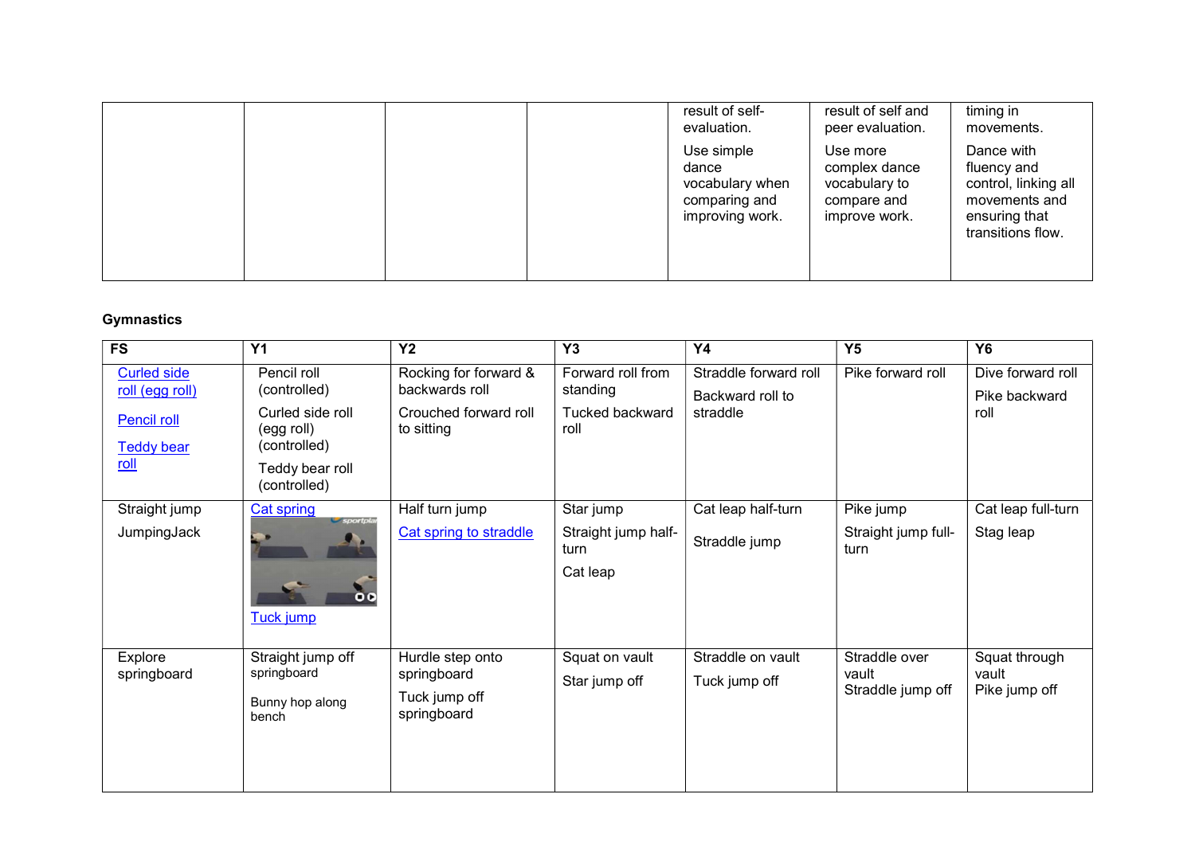| | | | | | | |
|---|---|---|---|---|---|---|
| | | | | result of self-evaluation.<br><br>Use simple dance vocabulary when comparing and improving work. | result of self and peer evaluation.<br><br>Use more complex dance vocabulary to compare and improve work. | timing in movements.<br><br>Dance with fluency and control, linking all movements and ensuring that transitions flow. |

**Gymnastics**

| FS | Y1 | Y2 | Y3 | Y4 | Y5 | Y6 |
|---|---|---|---|---|---|---|
| Curled side roll (egg roll)<br><br>Pencil roll<br><br>Teddy bear roll | Pencil roll (controlled)<br><br>Curled side roll (egg roll) (controlled)<br><br>Teddy bear roll (controlled) | Rocking for forward & backwards roll<br><br>Crouched forward roll to sitting | Forward roll from standing<br><br>Tucked backward roll | Straddle forward roll<br><br>Backward roll to straddle | Pike forward roll | Dive forward roll<br><br>Pike backward roll |
| Straight jump<br><br>JumpingJack | Cat spring<br><br>Tuck jump | Half turn jump<br><br>Cat spring to straddle | Star jump<br><br>Straight jump half-turn<br><br>Cat leap | Cat leap half-turn<br><br>Straddle jump | Pike jump<br><br>Straight jump full-turn | Cat leap full-turn<br><br>Stag leap |
| Explore springboard | Straight jump off springboard<br><br>Bunny hop along bench | Hurdle step onto springboard<br><br>Tuck jump off springboard | Squat on vault<br><br>Star jump off | Straddle on vault<br><br>Tuck jump off | Straddle over vault<br>Straddle jump off | Squat through vault<br>Pike jump off |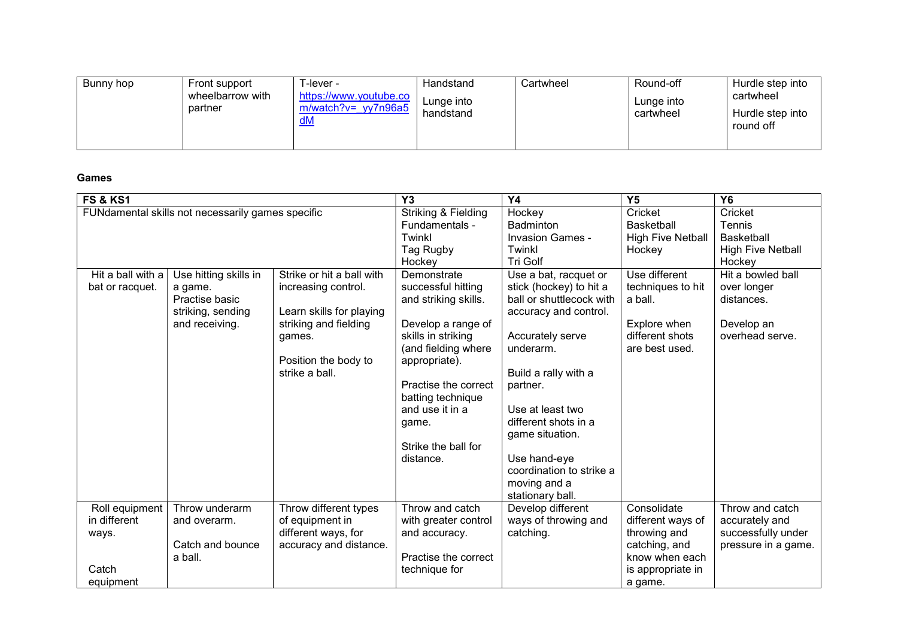| Bunny hop | Front support wheelbarrow with partner | T-lever - https://www.youtube.com/watch?v=_yy7n96a5dM | Handstand<br><br>Lunge into handstand | Cartwheel | Round-off<br><br>Lunge into cartwheel | Hurdle step into cartwheel<br><br>Hurdle step into round off |
|---|---|---|---|---|---|---|

**Games**

| FS & KS1 | | | Y3 | Y4 | Y5 | Y6 |
|---|---|---|---|---|---|---|
| FUNdamental skills not necessarily games specific | | | Striking & Fielding Fundamentals - Twinkl<br>Tag Rugby<br>Hockey | Hockey<br>Badminton<br>Invasion Games - Twinkl<br>Tri Golf | Cricket<br>Basketball<br>High Five Netball<br>Hockey | Cricket<br>Tennis<br>Basketball<br>High Five Netball<br>Hockey |
| Hit a ball with a bat or racquet. | Use hitting skills in a game.<br>Practise basic striking, sending and receiving. | Strike or hit a ball with increasing control.<br><br>Learn skills for playing striking and fielding games.<br><br>Position the body to strike a ball. | Demonstrate successful hitting and striking skills.<br><br>Develop a range of skills in striking (and fielding where appropriate).<br><br>Practise the correct batting technique and use it in a game.<br><br>Strike the ball for distance. | Use a bat, racquet or stick (hockey) to hit a ball or shuttlecock with accuracy and control.<br><br>Accurately serve underarm.<br><br>Build a rally with a partner.<br><br>Use at least two different shots in a game situation.<br><br>Use hand-eye coordination to strike a moving and a stationary ball. | Use different techniques to hit a ball.<br><br>Explore when different shots are best used. | Hit a bowled ball over longer distances.<br><br>Develop an overhead serve. |
| Roll equipment in different ways.<br><br>Catch equipment | Throw underarm and overarm.<br><br>Catch and bounce a ball. | Throw different types of equipment in different ways, for accuracy and distance. | Throw and catch with greater control and accuracy.<br><br>Practise the correct technique for | Develop different ways of throwing and catching. | Consolidate different ways of throwing and catching, and know when each is appropriate in a game. | Throw and catch accurately and successfully under pressure in a game. |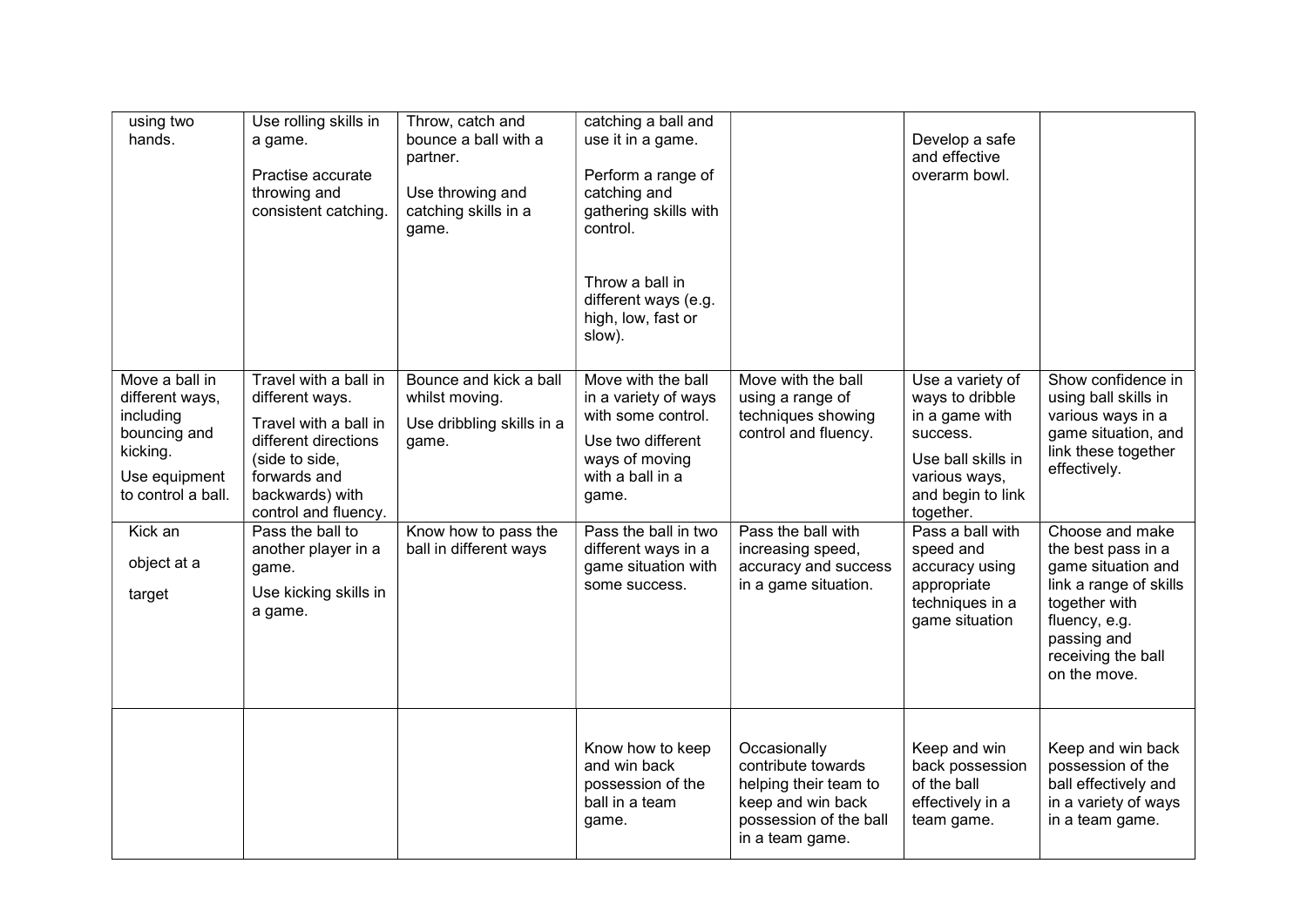| | | | | | | |
|---|---|---|---|---|---|---|
| using two hands. | Use rolling skills in a game.<br><br>Practise accurate throwing and consistent catching. | Throw, catch and bounce a ball with a partner.<br><br>Use throwing and catching skills in a game. | catching a ball and use it in a game.<br><br>Perform a range of catching and gathering skills with control.<br><br>Throw a ball in different ways (e.g. high, low, fast or slow). | | Develop a safe and effective overarm bowl. | |
| Move a ball in different ways, including bouncing and kicking.<br><br>Use equipment to control a ball. | Travel with a ball in different ways.<br><br>Travel with a ball in different directions (side to side, forwards and backwards) with control and fluency. | Bounce and kick a ball whilst moving.<br><br>Use dribbling skills in a game. | Move with the ball in a variety of ways with some control.<br><br>Use two different ways of moving with a ball in a game. | Move with the ball using a range of techniques showing control and fluency. | Use a variety of ways to dribble in a game with success.<br><br>Use ball skills in various ways, and begin to link together. | Show confidence in using ball skills in various ways in a game situation, and link these together effectively. |
| Kick an object at a target | Pass the ball to another player in a game.<br><br>Use kicking skills in a game. | Know how to pass the ball in different ways | Pass the ball in two different ways in a game situation with some success. | Pass the ball with increasing speed, accuracy and success in a game situation. | Pass a ball with speed and accuracy using appropriate techniques in a game situation | Choose and make the best pass in a game situation and link a range of skills together with fluency, e.g. passing and receiving the ball on the move. |
| | | | Know how to keep and win back possession of the ball in a team game. | Occasionally contribute towards helping their team to keep and win back possession of the ball in a team game. | Keep and win back possession of the ball effectively in a team game. | Keep and win back possession of the ball effectively and in a variety of ways in a team game. |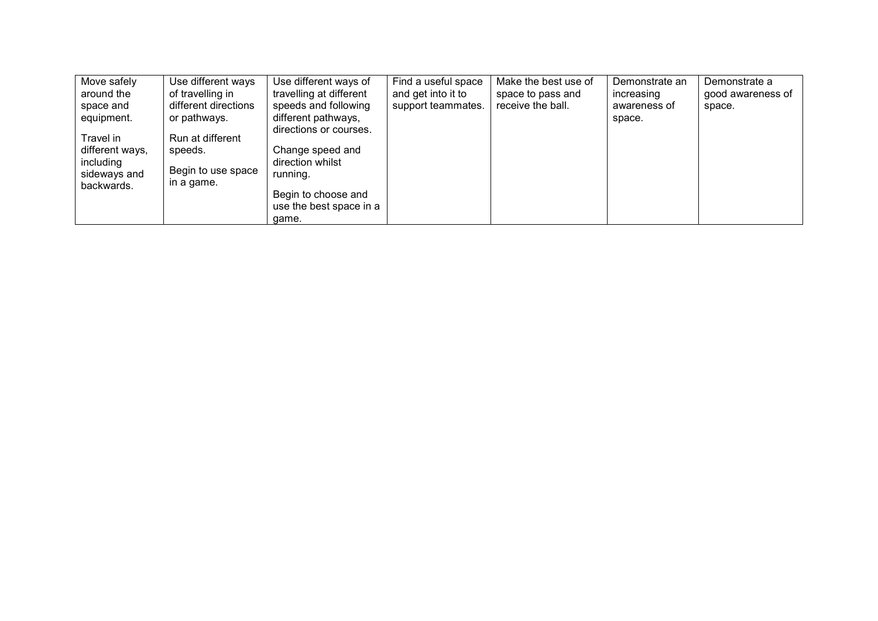| | | | | | | |
|---|---|---|---|---|---|---|
| Move safely around the space and equipment.<br><br>Travel in different ways, including sideways and backwards. | Use different ways of travelling in different directions or pathways.<br><br>Run at different speeds.<br><br>Begin to use space in a game. | Use different ways of travelling at different speeds and following different pathways, directions or courses.<br><br>Change speed and direction whilst running.<br><br>Begin to choose and use the best space in a game. | Find a useful space and get into it to support teammates. | Make the best use of space to pass and receive the ball. | Demonstrate an increasing awareness of space. | Demonstrate a good awareness of space. |